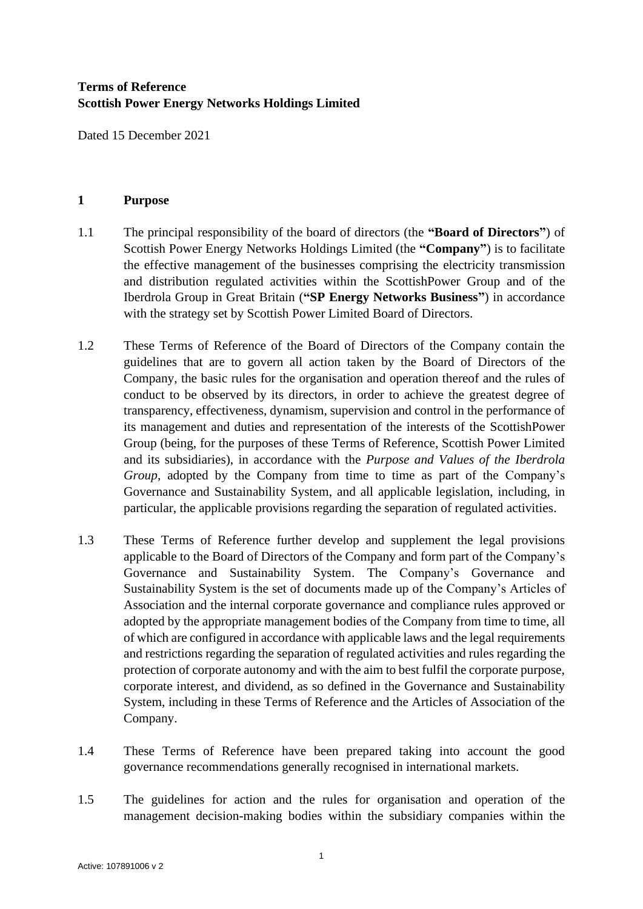**Terms of Reference**
**Scottish Power Energy Networks Holdings Limited**

Dated 15 December 2021

## 1 Purpose

1.1 The principal responsibility of the board of directors (the **"Board of Directors"**) of Scottish Power Energy Networks Holdings Limited (the **"Company"**) is to facilitate the effective management of the businesses comprising the electricity transmission and distribution regulated activities within the ScottishPower Group and of the Iberdrola Group in Great Britain (**"SP Energy Networks Business"**) in accordance with the strategy set by Scottish Power Limited Board of Directors.

1.2 These Terms of Reference of the Board of Directors of the Company contain the guidelines that are to govern all action taken by the Board of Directors of the Company, the basic rules for the organisation and operation thereof and the rules of conduct to be observed by its directors, in order to achieve the greatest degree of transparency, effectiveness, dynamism, supervision and control in the performance of its management and duties and representation of the interests of the ScottishPower Group (being, for the purposes of these Terms of Reference, Scottish Power Limited and its subsidiaries), in accordance with the *Purpose and Values of the Iberdrola Group*, adopted by the Company from time to time as part of the Company's Governance and Sustainability System, and all applicable legislation, including, in particular, the applicable provisions regarding the separation of regulated activities.

1.3 These Terms of Reference further develop and supplement the legal provisions applicable to the Board of Directors of the Company and form part of the Company's Governance and Sustainability System. The Company's Governance and Sustainability System is the set of documents made up of the Company's Articles of Association and the internal corporate governance and compliance rules approved or adopted by the appropriate management bodies of the Company from time to time, all of which are configured in accordance with applicable laws and the legal requirements and restrictions regarding the separation of regulated activities and rules regarding the protection of corporate autonomy and with the aim to best fulfil the corporate purpose, corporate interest, and dividend, as so defined in the Governance and Sustainability System, including in these Terms of Reference and the Articles of Association of the Company.

1.4 These Terms of Reference have been prepared taking into account the good governance recommendations generally recognised in international markets.

1.5 The guidelines for action and the rules for organisation and operation of the management decision-making bodies within the subsidiary companies within the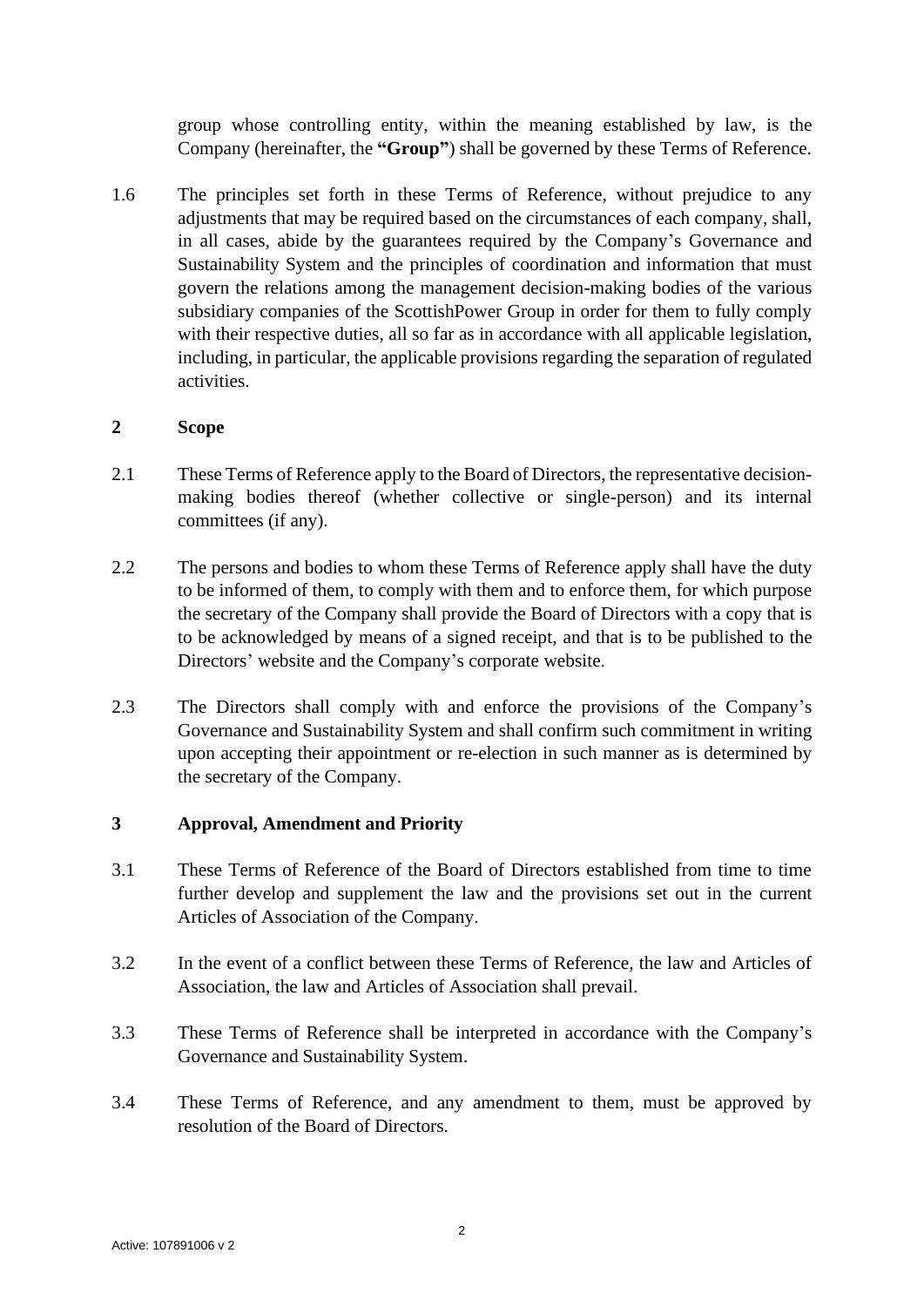group whose controlling entity, within the meaning established by law, is the Company (hereinafter, the **"Group"**) shall be governed by these Terms of Reference.

1.6 The principles set forth in these Terms of Reference, without prejudice to any adjustments that may be required based on the circumstances of each company, shall, in all cases, abide by the guarantees required by the Company's Governance and Sustainability System and the principles of coordination and information that must govern the relations among the management decision-making bodies of the various subsidiary companies of the ScottishPower Group in order for them to fully comply with their respective duties, all so far as in accordance with all applicable legislation, including, in particular, the applicable provisions regarding the separation of regulated activities.

## 2 Scope

2.1 These Terms of Reference apply to the Board of Directors, the representative decision-making bodies thereof (whether collective or single-person) and its internal committees (if any).

2.2 The persons and bodies to whom these Terms of Reference apply shall have the duty to be informed of them, to comply with them and to enforce them, for which purpose the secretary of the Company shall provide the Board of Directors with a copy that is to be acknowledged by means of a signed receipt, and that is to be published to the Directors' website and the Company's corporate website.

2.3 The Directors shall comply with and enforce the provisions of the Company's Governance and Sustainability System and shall confirm such commitment in writing upon accepting their appointment or re-election in such manner as is determined by the secretary of the Company.

## 3 Approval, Amendment and Priority

3.1 These Terms of Reference of the Board of Directors established from time to time further develop and supplement the law and the provisions set out in the current Articles of Association of the Company.

3.2 In the event of a conflict between these Terms of Reference, the law and Articles of Association, the law and Articles of Association shall prevail.

3.3 These Terms of Reference shall be interpreted in accordance with the Company's Governance and Sustainability System.

3.4 These Terms of Reference, and any amendment to them, must be approved by resolution of the Board of Directors.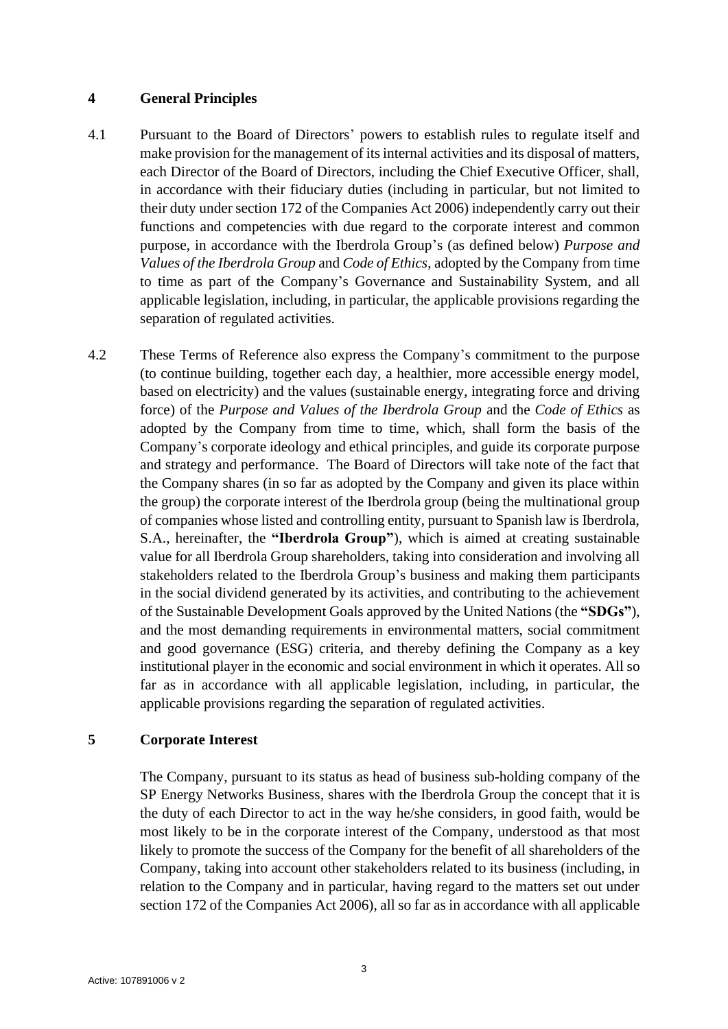## 4 General Principles

4.1 Pursuant to the Board of Directors' powers to establish rules to regulate itself and make provision for the management of its internal activities and its disposal of matters, each Director of the Board of Directors, including the Chief Executive Officer, shall, in accordance with their fiduciary duties (including in particular, but not limited to their duty under section 172 of the Companies Act 2006) independently carry out their functions and competencies with due regard to the corporate interest and common purpose, in accordance with the Iberdrola Group's (as defined below) *Purpose and Values of the Iberdrola Group* and *Code of Ethics*, adopted by the Company from time to time as part of the Company's Governance and Sustainability System, and all applicable legislation, including, in particular, the applicable provisions regarding the separation of regulated activities.

4.2 These Terms of Reference also express the Company's commitment to the purpose (to continue building, together each day, a healthier, more accessible energy model, based on electricity) and the values (sustainable energy, integrating force and driving force) of the *Purpose and Values of the Iberdrola Group* and the *Code of Ethics* as adopted by the Company from time to time, which, shall form the basis of the Company's corporate ideology and ethical principles, and guide its corporate purpose and strategy and performance. The Board of Directors will take note of the fact that the Company shares (in so far as adopted by the Company and given its place within the group) the corporate interest of the Iberdrola group (being the multinational group of companies whose listed and controlling entity, pursuant to Spanish law is Iberdrola, S.A., hereinafter, the **"Iberdrola Group"**), which is aimed at creating sustainable value for all Iberdrola Group shareholders, taking into consideration and involving all stakeholders related to the Iberdrola Group's business and making them participants in the social dividend generated by its activities, and contributing to the achievement of the Sustainable Development Goals approved by the United Nations (the **"SDGs"**), and the most demanding requirements in environmental matters, social commitment and good governance (ESG) criteria, and thereby defining the Company as a key institutional player in the economic and social environment in which it operates. All so far as in accordance with all applicable legislation, including, in particular, the applicable provisions regarding the separation of regulated activities.

## 5 Corporate Interest

The Company, pursuant to its status as head of business sub-holding company of the SP Energy Networks Business, shares with the Iberdrola Group the concept that it is the duty of each Director to act in the way he/she considers, in good faith, would be most likely to be in the corporate interest of the Company, understood as that most likely to promote the success of the Company for the benefit of all shareholders of the Company, taking into account other stakeholders related to its business (including, in relation to the Company and in particular, having regard to the matters set out under section 172 of the Companies Act 2006), all so far as in accordance with all applicable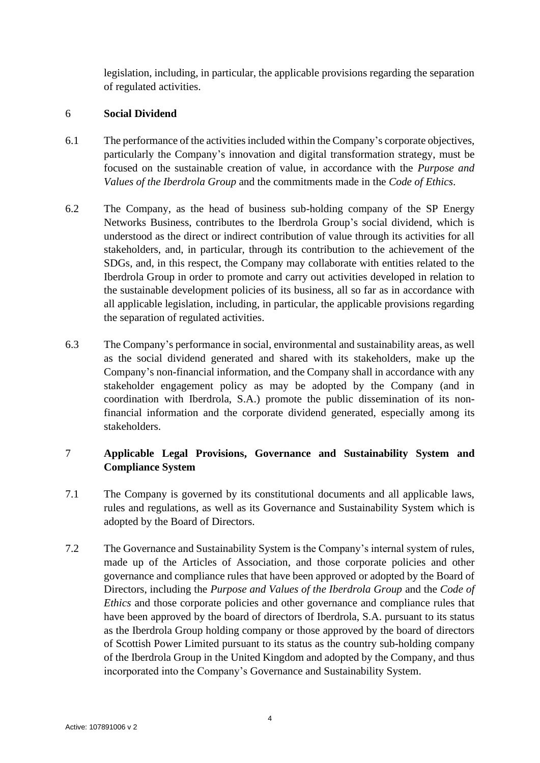legislation, including, in particular, the applicable provisions regarding the separation of regulated activities.

## 6 Social Dividend

6.1 The performance of the activities included within the Company's corporate objectives, particularly the Company's innovation and digital transformation strategy, must be focused on the sustainable creation of value, in accordance with the *Purpose and Values of the Iberdrola Group* and the commitments made in the *Code of Ethics*.

6.2 The Company, as the head of business sub-holding company of the SP Energy Networks Business, contributes to the Iberdrola Group's social dividend, which is understood as the direct or indirect contribution of value through its activities for all stakeholders, and, in particular, through its contribution to the achievement of the SDGs, and, in this respect, the Company may collaborate with entities related to the Iberdrola Group in order to promote and carry out activities developed in relation to the sustainable development policies of its business, all so far as in accordance with all applicable legislation, including, in particular, the applicable provisions regarding the separation of regulated activities.

6.3 The Company's performance in social, environmental and sustainability areas, as well as the social dividend generated and shared with its stakeholders, make up the Company's non-financial information, and the Company shall in accordance with any stakeholder engagement policy as may be adopted by the Company (and in coordination with Iberdrola, S.A.) promote the public dissemination of its non-financial information and the corporate dividend generated, especially among its stakeholders.

## 7 Applicable Legal Provisions, Governance and Sustainability System and Compliance System

7.1 The Company is governed by its constitutional documents and all applicable laws, rules and regulations, as well as its Governance and Sustainability System which is adopted by the Board of Directors.

7.2 The Governance and Sustainability System is the Company's internal system of rules, made up of the Articles of Association, and those corporate policies and other governance and compliance rules that have been approved or adopted by the Board of Directors, including the *Purpose and Values of the Iberdrola Group* and the *Code of Ethics* and those corporate policies and other governance and compliance rules that have been approved by the board of directors of Iberdrola, S.A. pursuant to its status as the Iberdrola Group holding company or those approved by the board of directors of Scottish Power Limited pursuant to its status as the country sub-holding company of the Iberdrola Group in the United Kingdom and adopted by the Company, and thus incorporated into the Company's Governance and Sustainability System.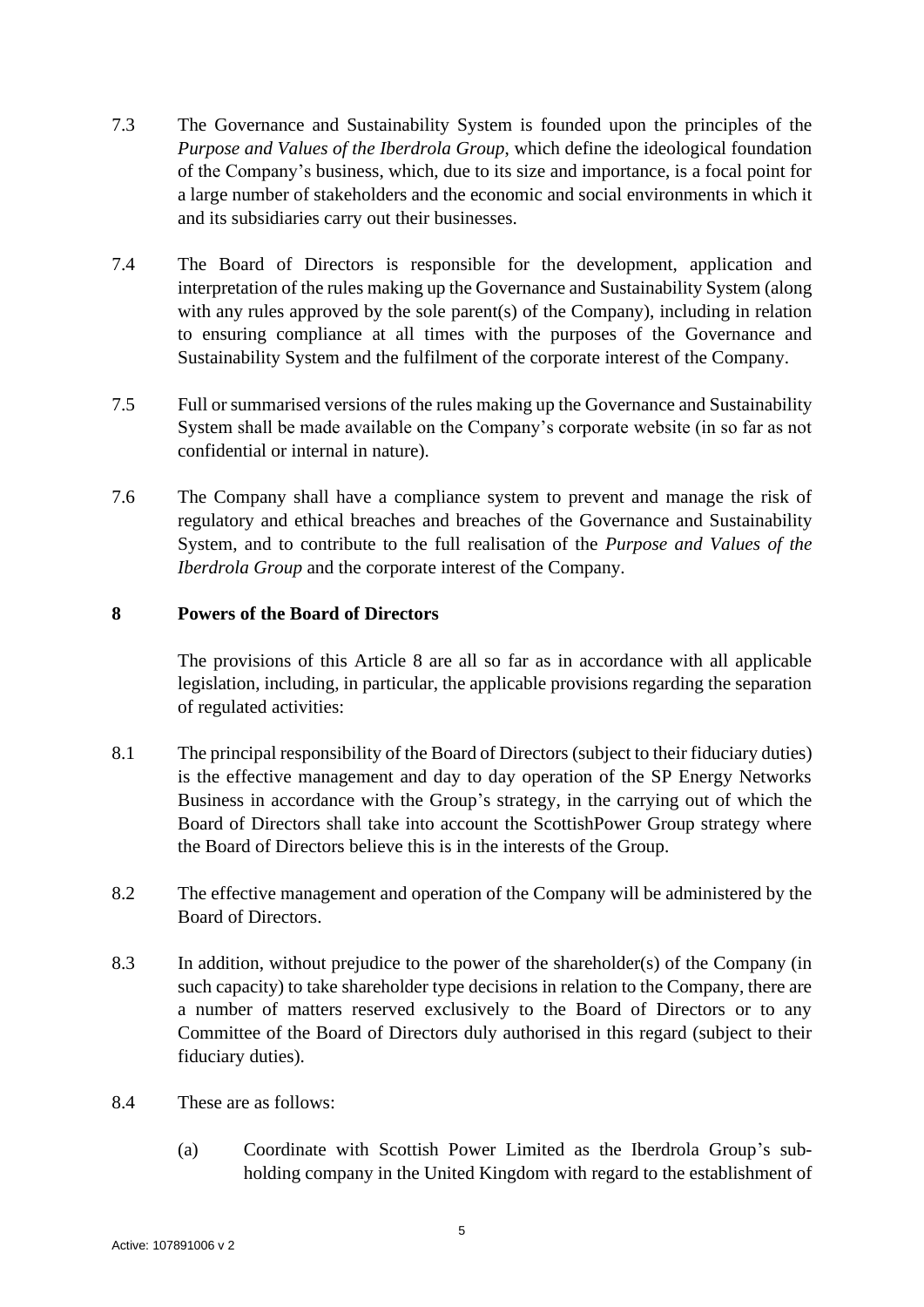7.3 The Governance and Sustainability System is founded upon the principles of the *Purpose and Values of the Iberdrola Group*, which define the ideological foundation of the Company's business, which, due to its size and importance, is a focal point for a large number of stakeholders and the economic and social environments in which it and its subsidiaries carry out their businesses.

7.4 The Board of Directors is responsible for the development, application and interpretation of the rules making up the Governance and Sustainability System (along with any rules approved by the sole parent(s) of the Company), including in relation to ensuring compliance at all times with the purposes of the Governance and Sustainability System and the fulfilment of the corporate interest of the Company.

7.5 Full or summarised versions of the rules making up the Governance and Sustainability System shall be made available on the Company's corporate website (in so far as not confidential or internal in nature).

7.6 The Company shall have a compliance system to prevent and manage the risk of regulatory and ethical breaches and breaches of the Governance and Sustainability System, and to contribute to the full realisation of the *Purpose and Values of the Iberdrola Group* and the corporate interest of the Company.

## 8 Powers of the Board of Directors

The provisions of this Article 8 are all so far as in accordance with all applicable legislation, including, in particular, the applicable provisions regarding the separation of regulated activities:

8.1 The principal responsibility of the Board of Directors (subject to their fiduciary duties) is the effective management and day to day operation of the SP Energy Networks Business in accordance with the Group's strategy, in the carrying out of which the Board of Directors shall take into account the ScottishPower Group strategy where the Board of Directors believe this is in the interests of the Group.

8.2 The effective management and operation of the Company will be administered by the Board of Directors.

8.3 In addition, without prejudice to the power of the shareholder(s) of the Company (in such capacity) to take shareholder type decisions in relation to the Company, there are a number of matters reserved exclusively to the Board of Directors or to any Committee of the Board of Directors duly authorised in this regard (subject to their fiduciary duties).

8.4 These are as follows:

(a) Coordinate with Scottish Power Limited as the Iberdrola Group's sub-holding company in the United Kingdom with regard to the establishment of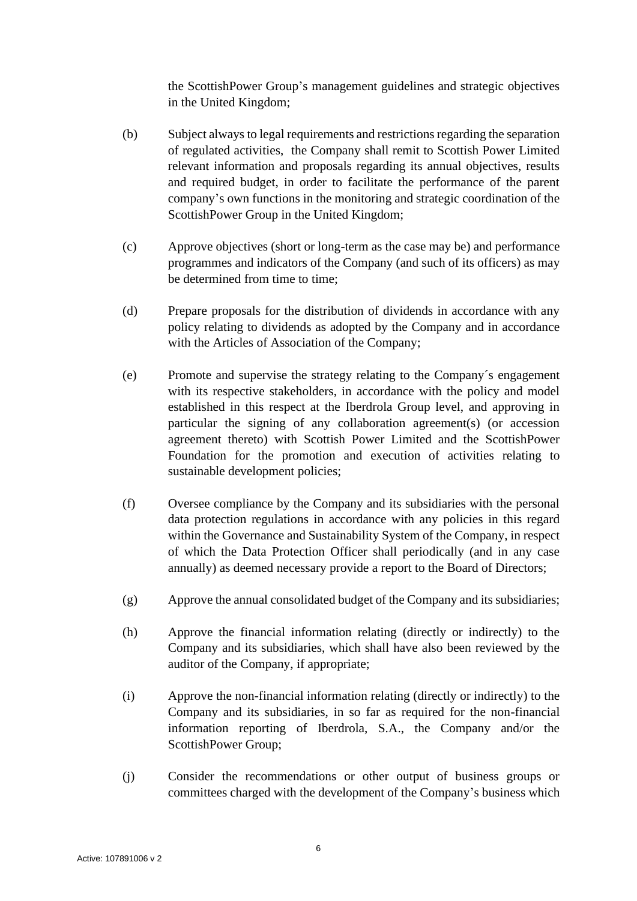the ScottishPower Group's management guidelines and strategic objectives in the United Kingdom;

(b) Subject always to legal requirements and restrictions regarding the separation of regulated activities, the Company shall remit to Scottish Power Limited relevant information and proposals regarding its annual objectives, results and required budget, in order to facilitate the performance of the parent company's own functions in the monitoring and strategic coordination of the ScottishPower Group in the United Kingdom;

(c) Approve objectives (short or long-term as the case may be) and performance programmes and indicators of the Company (and such of its officers) as may be determined from time to time;

(d) Prepare proposals for the distribution of dividends in accordance with any policy relating to dividends as adopted by the Company and in accordance with the Articles of Association of the Company;

(e) Promote and supervise the strategy relating to the Company´s engagement with its respective stakeholders, in accordance with the policy and model established in this respect at the Iberdrola Group level, and approving in particular the signing of any collaboration agreement(s) (or accession agreement thereto) with Scottish Power Limited and the ScottishPower Foundation for the promotion and execution of activities relating to sustainable development policies;

(f) Oversee compliance by the Company and its subsidiaries with the personal data protection regulations in accordance with any policies in this regard within the Governance and Sustainability System of the Company, in respect of which the Data Protection Officer shall periodically (and in any case annually) as deemed necessary provide a report to the Board of Directors;

(g) Approve the annual consolidated budget of the Company and its subsidiaries;

(h) Approve the financial information relating (directly or indirectly) to the Company and its subsidiaries, which shall have also been reviewed by the auditor of the Company, if appropriate;

(i) Approve the non-financial information relating (directly or indirectly) to the Company and its subsidiaries, in so far as required for the non-financial information reporting of Iberdrola, S.A., the Company and/or the ScottishPower Group;

(j) Consider the recommendations or other output of business groups or committees charged with the development of the Company's business which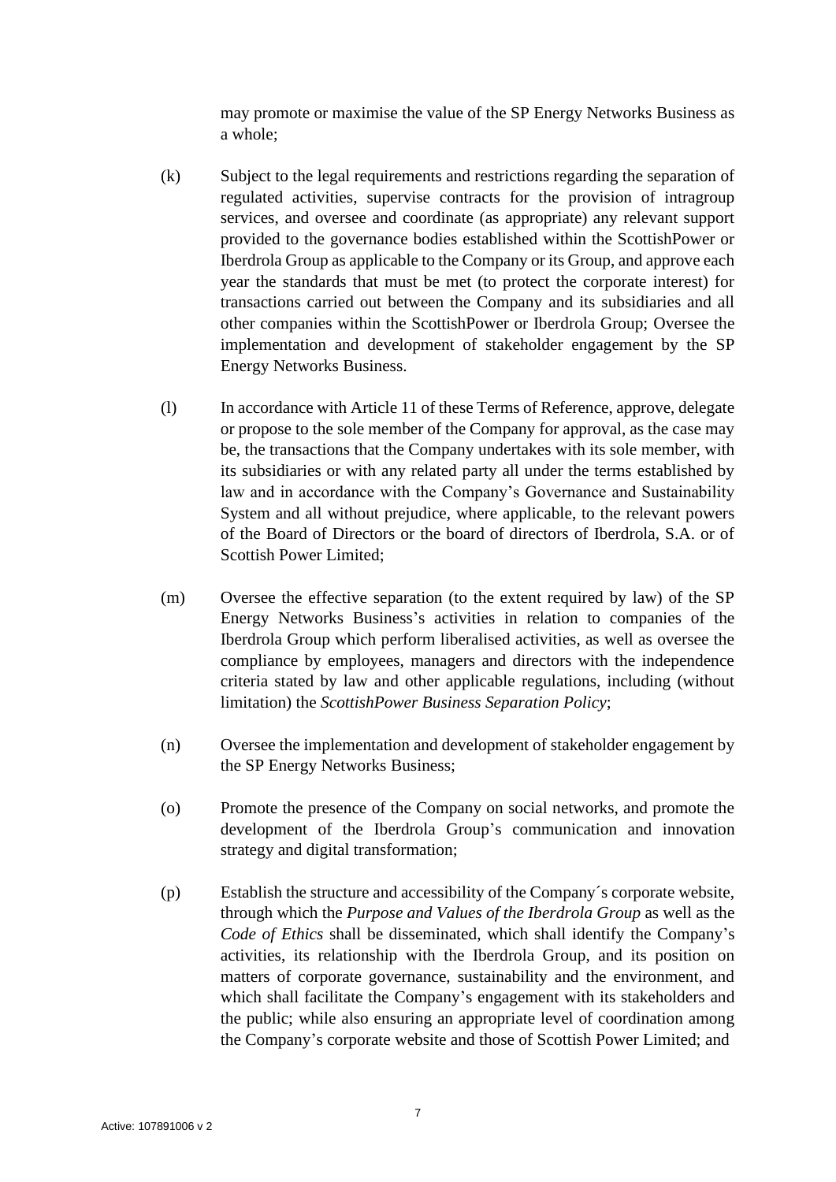may promote or maximise the value of the SP Energy Networks Business as a whole;

(k) Subject to the legal requirements and restrictions regarding the separation of regulated activities, supervise contracts for the provision of intragroup services, and oversee and coordinate (as appropriate) any relevant support provided to the governance bodies established within the ScottishPower or Iberdrola Group as applicable to the Company or its Group, and approve each year the standards that must be met (to protect the corporate interest) for transactions carried out between the Company and its subsidiaries and all other companies within the ScottishPower or Iberdrola Group; Oversee the implementation and development of stakeholder engagement by the SP Energy Networks Business.

(l) In accordance with Article 11 of these Terms of Reference, approve, delegate or propose to the sole member of the Company for approval, as the case may be, the transactions that the Company undertakes with its sole member, with its subsidiaries or with any related party all under the terms established by law and in accordance with the Company's Governance and Sustainability System and all without prejudice, where applicable, to the relevant powers of the Board of Directors or the board of directors of Iberdrola, S.A. or of Scottish Power Limited;

(m) Oversee the effective separation (to the extent required by law) of the SP Energy Networks Business's activities in relation to companies of the Iberdrola Group which perform liberalised activities, as well as oversee the compliance by employees, managers and directors with the independence criteria stated by law and other applicable regulations, including (without limitation) the *ScottishPower Business Separation Policy*;

(n) Oversee the implementation and development of stakeholder engagement by the SP Energy Networks Business;

(o) Promote the presence of the Company on social networks, and promote the development of the Iberdrola Group's communication and innovation strategy and digital transformation;

(p) Establish the structure and accessibility of the Company´s corporate website, through which the *Purpose and Values of the Iberdrola Group* as well as the *Code of Ethics* shall be disseminated, which shall identify the Company's activities, its relationship with the Iberdrola Group, and its position on matters of corporate governance, sustainability and the environment, and which shall facilitate the Company's engagement with its stakeholders and the public; while also ensuring an appropriate level of coordination among the Company's corporate website and those of Scottish Power Limited; and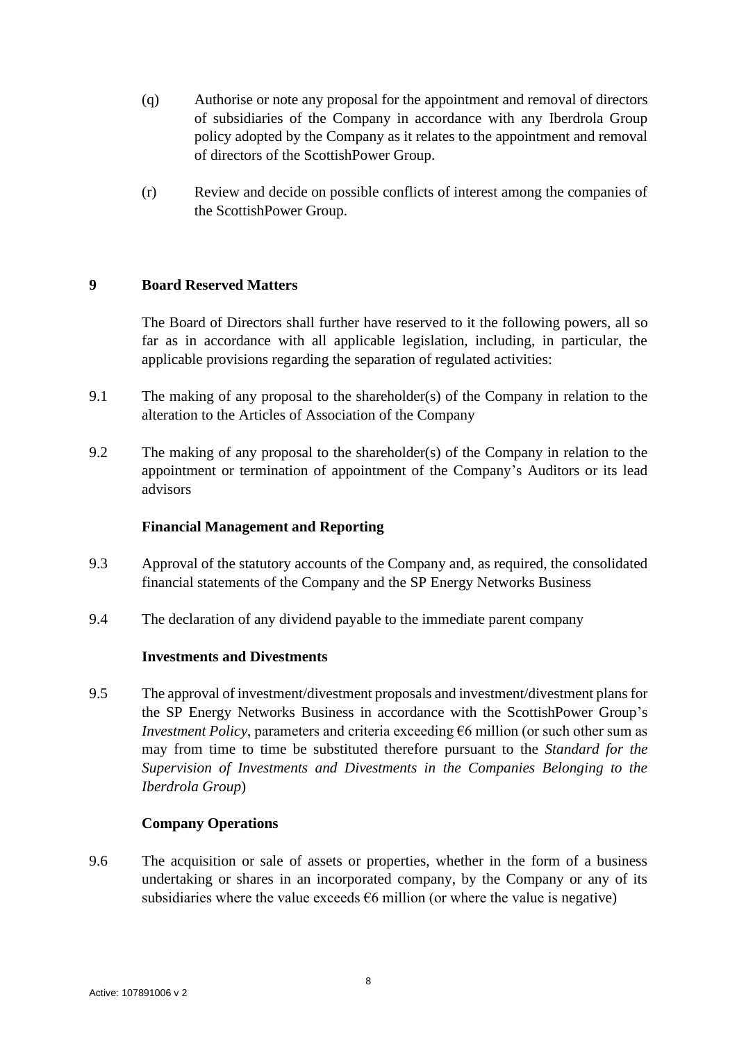(q) Authorise or note any proposal for the appointment and removal of directors of subsidiaries of the Company in accordance with any Iberdrola Group policy adopted by the Company as it relates to the appointment and removal of directors of the ScottishPower Group.

(r) Review and decide on possible conflicts of interest among the companies of the ScottishPower Group.

## 9 Board Reserved Matters

The Board of Directors shall further have reserved to it the following powers, all so far as in accordance with all applicable legislation, including, in particular, the applicable provisions regarding the separation of regulated activities:

9.1 The making of any proposal to the shareholder(s) of the Company in relation to the alteration to the Articles of Association of the Company

9.2 The making of any proposal to the shareholder(s) of the Company in relation to the appointment or termination of appointment of the Company's Auditors or its lead advisors

**Financial Management and Reporting**

9.3 Approval of the statutory accounts of the Company and, as required, the consolidated financial statements of the Company and the SP Energy Networks Business

9.4 The declaration of any dividend payable to the immediate parent company

**Investments and Divestments**

9.5 The approval of investment/divestment proposals and investment/divestment plans for the SP Energy Networks Business in accordance with the ScottishPower Group's *Investment Policy*, parameters and criteria exceeding €6 million (or such other sum as may from time to time be substituted therefore pursuant to the *Standard for the Supervision of Investments and Divestments in the Companies Belonging to the Iberdrola Group*)

**Company Operations**

9.6 The acquisition or sale of assets or properties, whether in the form of a business undertaking or shares in an incorporated company, by the Company or any of its subsidiaries where the value exceeds €6 million (or where the value is negative)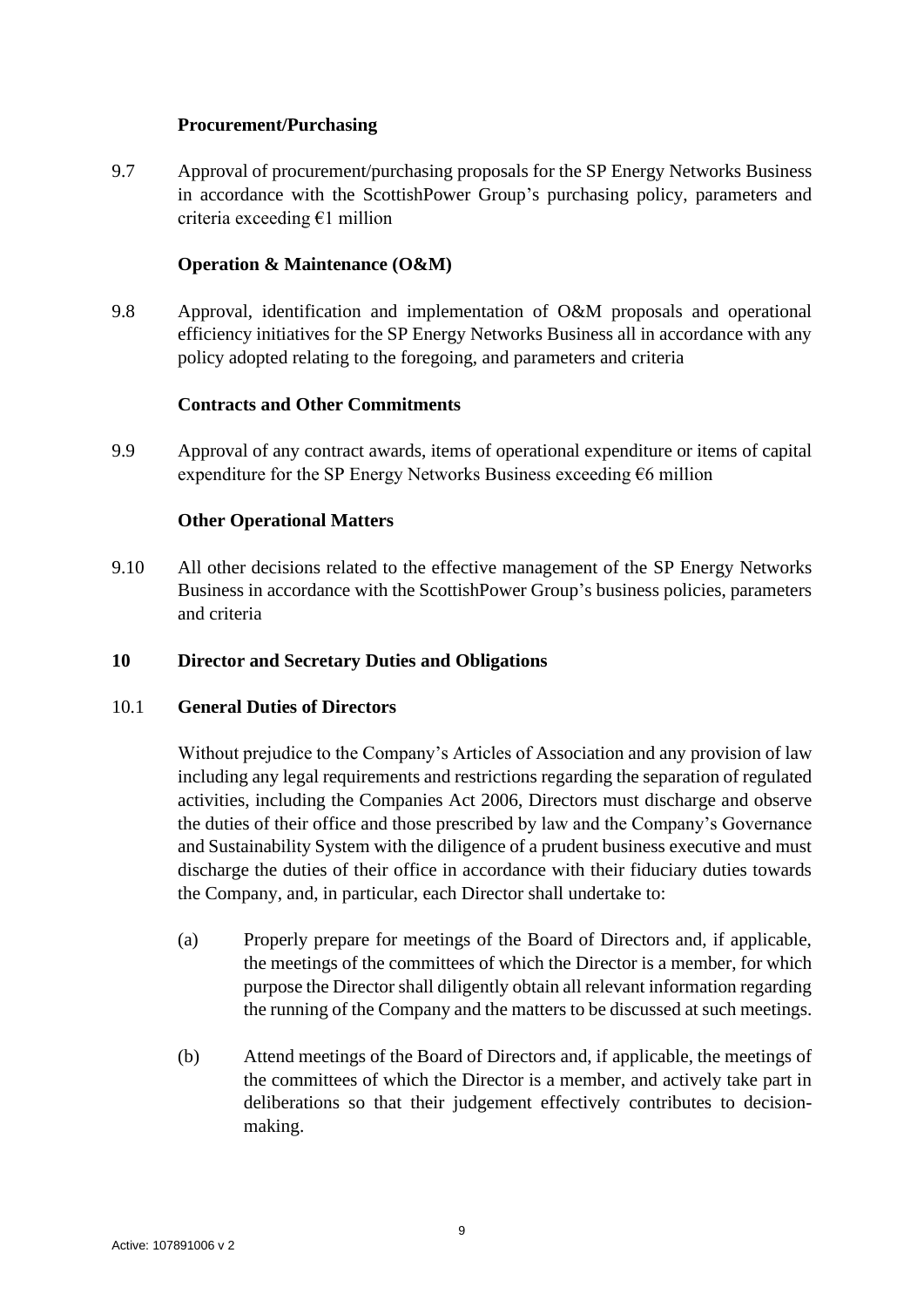**Procurement/Purchasing**

9.7 Approval of procurement/purchasing proposals for the SP Energy Networks Business in accordance with the ScottishPower Group's purchasing policy, parameters and criteria exceeding €1 million

**Operation & Maintenance (O&M)**

9.8 Approval, identification and implementation of O&M proposals and operational efficiency initiatives for the SP Energy Networks Business all in accordance with any policy adopted relating to the foregoing, and parameters and criteria

**Contracts and Other Commitments**

9.9 Approval of any contract awards, items of operational expenditure or items of capital expenditure for the SP Energy Networks Business exceeding €6 million

**Other Operational Matters**

9.10 All other decisions related to the effective management of the SP Energy Networks Business in accordance with the ScottishPower Group's business policies, parameters and criteria

## 10 Director and Secretary Duties and Obligations

### 10.1 General Duties of Directors

Without prejudice to the Company's Articles of Association and any provision of law including any legal requirements and restrictions regarding the separation of regulated activities, including the Companies Act 2006, Directors must discharge and observe the duties of their office and those prescribed by law and the Company's Governance and Sustainability System with the diligence of a prudent business executive and must discharge the duties of their office in accordance with their fiduciary duties towards the Company, and, in particular, each Director shall undertake to:

(a) Properly prepare for meetings of the Board of Directors and, if applicable, the meetings of the committees of which the Director is a member, for which purpose the Director shall diligently obtain all relevant information regarding the running of the Company and the matters to be discussed at such meetings.

(b) Attend meetings of the Board of Directors and, if applicable, the meetings of the committees of which the Director is a member, and actively take part in deliberations so that their judgement effectively contributes to decision-making.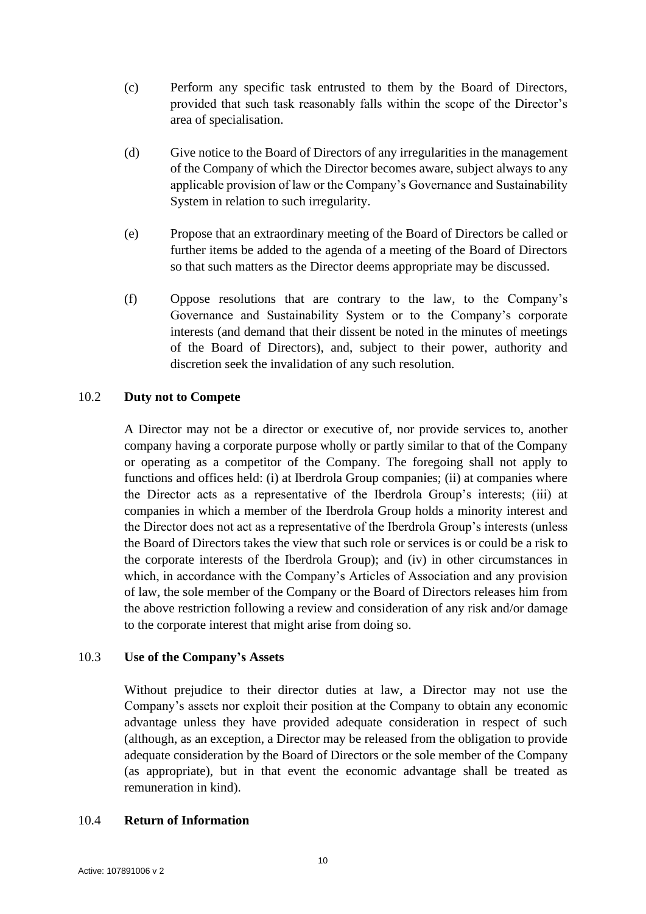(c) Perform any specific task entrusted to them by the Board of Directors, provided that such task reasonably falls within the scope of the Director's area of specialisation.

(d) Give notice to the Board of Directors of any irregularities in the management of the Company of which the Director becomes aware, subject always to any applicable provision of law or the Company's Governance and Sustainability System in relation to such irregularity.

(e) Propose that an extraordinary meeting of the Board of Directors be called or further items be added to the agenda of a meeting of the Board of Directors so that such matters as the Director deems appropriate may be discussed.

(f) Oppose resolutions that are contrary to the law, to the Company's Governance and Sustainability System or to the Company's corporate interests (and demand that their dissent be noted in the minutes of meetings of the Board of Directors), and, subject to their power, authority and discretion seek the invalidation of any such resolution.

### 10.2 Duty not to Compete

A Director may not be a director or executive of, nor provide services to, another company having a corporate purpose wholly or partly similar to that of the Company or operating as a competitor of the Company. The foregoing shall not apply to functions and offices held: (i) at Iberdrola Group companies; (ii) at companies where the Director acts as a representative of the Iberdrola Group's interests; (iii) at companies in which a member of the Iberdrola Group holds a minority interest and the Director does not act as a representative of the Iberdrola Group's interests (unless the Board of Directors takes the view that such role or services is or could be a risk to the corporate interests of the Iberdrola Group); and (iv) in other circumstances in which, in accordance with the Company's Articles of Association and any provision of law, the sole member of the Company or the Board of Directors releases him from the above restriction following a review and consideration of any risk and/or damage to the corporate interest that might arise from doing so.

### 10.3 Use of the Company's Assets

Without prejudice to their director duties at law, a Director may not use the Company's assets nor exploit their position at the Company to obtain any economic advantage unless they have provided adequate consideration in respect of such (although, as an exception, a Director may be released from the obligation to provide adequate consideration by the Board of Directors or the sole member of the Company (as appropriate), but in that event the economic advantage shall be treated as remuneration in kind).

### 10.4 Return of Information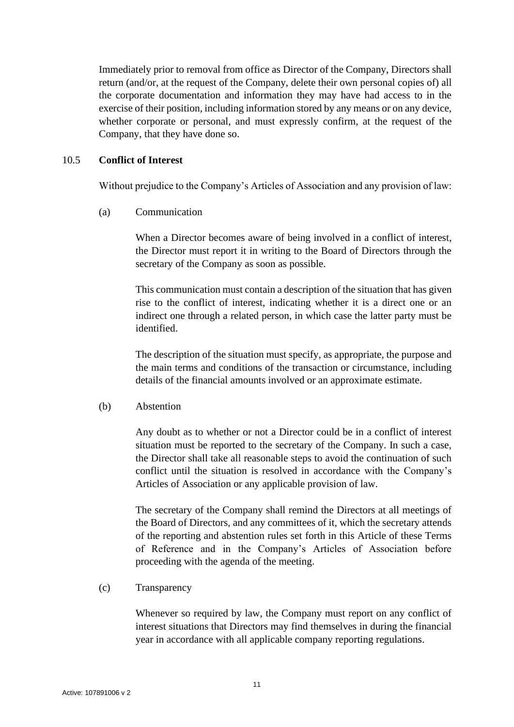Immediately prior to removal from office as Director of the Company, Directors shall return (and/or, at the request of the Company, delete their own personal copies of) all the corporate documentation and information they may have had access to in the exercise of their position, including information stored by any means or on any device, whether corporate or personal, and must expressly confirm, at the request of the Company, that they have done so.

### 10.5 **Conflict of Interest**

Without prejudice to the Company's Articles of Association and any provision of law:

(a) Communication

When a Director becomes aware of being involved in a conflict of interest, the Director must report it in writing to the Board of Directors through the secretary of the Company as soon as possible.

This communication must contain a description of the situation that has given rise to the conflict of interest, indicating whether it is a direct one or an indirect one through a related person, in which case the latter party must be identified.

The description of the situation must specify, as appropriate, the purpose and the main terms and conditions of the transaction or circumstance, including details of the financial amounts involved or an approximate estimate.

(b) Abstention

Any doubt as to whether or not a Director could be in a conflict of interest situation must be reported to the secretary of the Company. In such a case, the Director shall take all reasonable steps to avoid the continuation of such conflict until the situation is resolved in accordance with the Company's Articles of Association or any applicable provision of law.

The secretary of the Company shall remind the Directors at all meetings of the Board of Directors, and any committees of it, which the secretary attends of the reporting and abstention rules set forth in this Article of these Terms of Reference and in the Company's Articles of Association before proceeding with the agenda of the meeting.

(c) Transparency

Whenever so required by law, the Company must report on any conflict of interest situations that Directors may find themselves in during the financial year in accordance with all applicable company reporting regulations.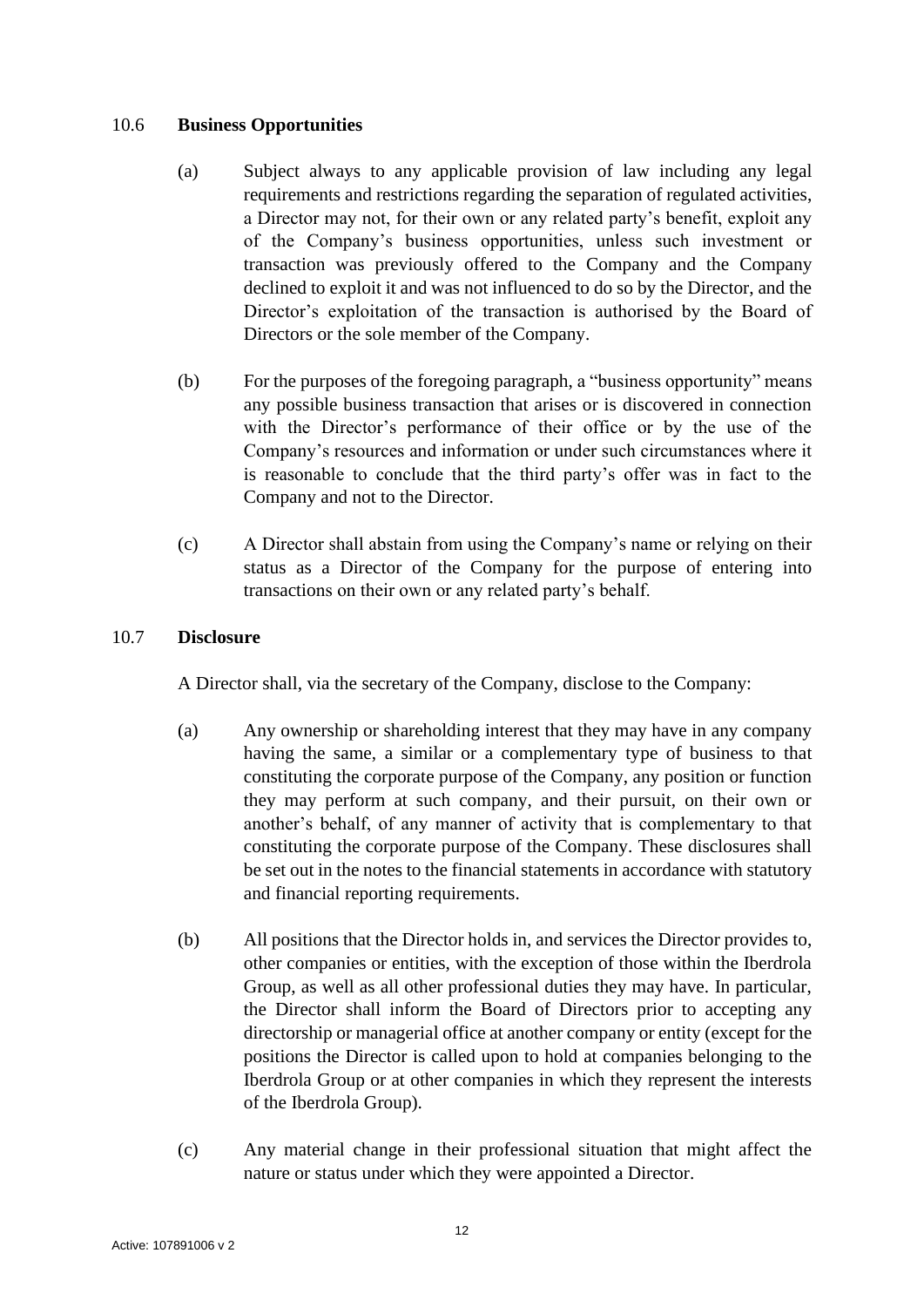### 10.6 **Business Opportunities**

(a) Subject always to any applicable provision of law including any legal requirements and restrictions regarding the separation of regulated activities, a Director may not, for their own or any related party's benefit, exploit any of the Company's business opportunities, unless such investment or transaction was previously offered to the Company and the Company declined to exploit it and was not influenced to do so by the Director, and the Director's exploitation of the transaction is authorised by the Board of Directors or the sole member of the Company.

(b) For the purposes of the foregoing paragraph, a "business opportunity" means any possible business transaction that arises or is discovered in connection with the Director's performance of their office or by the use of the Company's resources and information or under such circumstances where it is reasonable to conclude that the third party's offer was in fact to the Company and not to the Director.

(c) A Director shall abstain from using the Company's name or relying on their status as a Director of the Company for the purpose of entering into transactions on their own or any related party's behalf.

### 10.7 **Disclosure**

A Director shall, via the secretary of the Company, disclose to the Company:

(a) Any ownership or shareholding interest that they may have in any company having the same, a similar or a complementary type of business to that constituting the corporate purpose of the Company, any position or function they may perform at such company, and their pursuit, on their own or another's behalf, of any manner of activity that is complementary to that constituting the corporate purpose of the Company. These disclosures shall be set out in the notes to the financial statements in accordance with statutory and financial reporting requirements.

(b) All positions that the Director holds in, and services the Director provides to, other companies or entities, with the exception of those within the Iberdrola Group, as well as all other professional duties they may have. In particular, the Director shall inform the Board of Directors prior to accepting any directorship or managerial office at another company or entity (except for the positions the Director is called upon to hold at companies belonging to the Iberdrola Group or at other companies in which they represent the interests of the Iberdrola Group).

(c) Any material change in their professional situation that might affect the nature or status under which they were appointed a Director.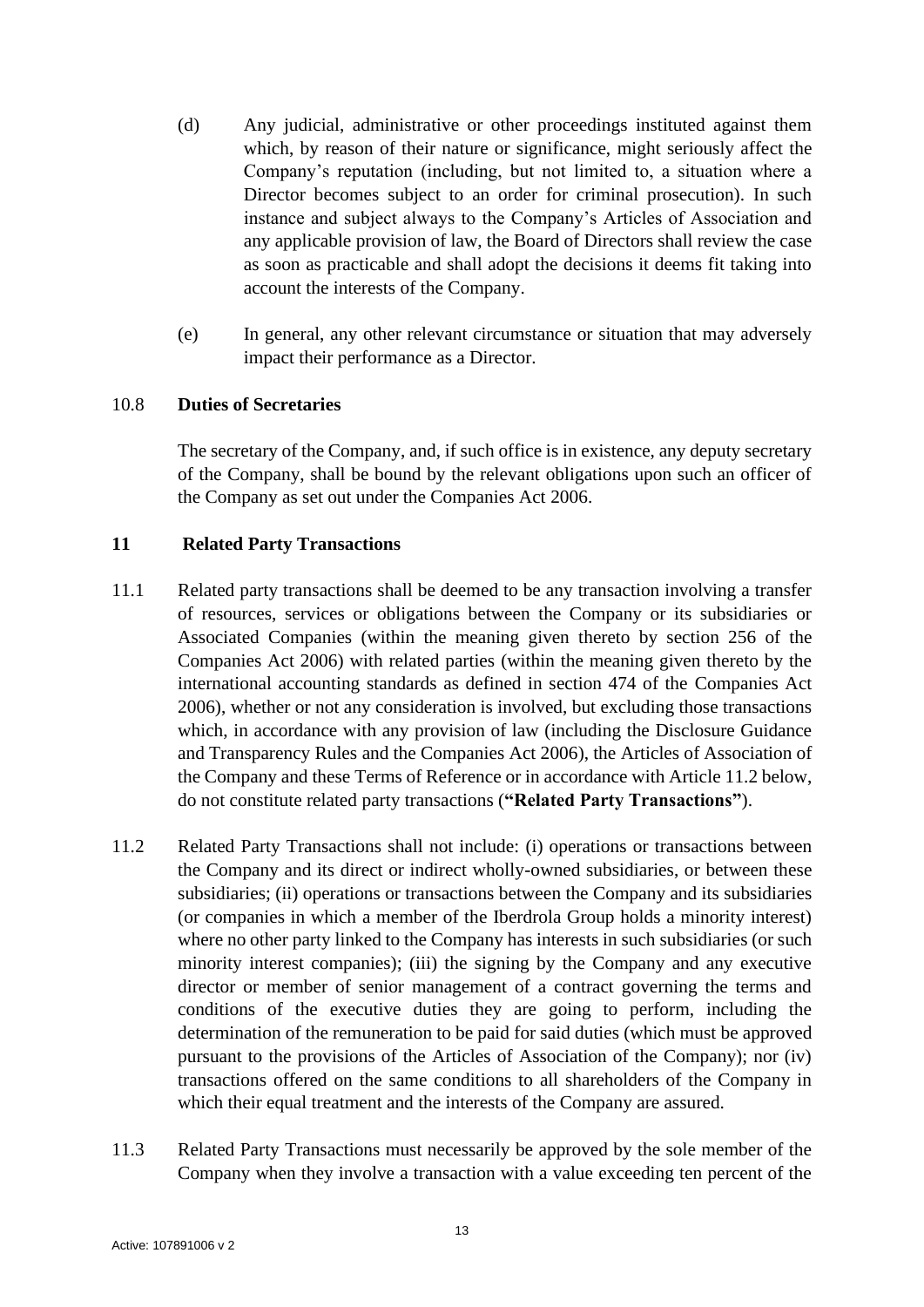(d) Any judicial, administrative or other proceedings instituted against them which, by reason of their nature or significance, might seriously affect the Company's reputation (including, but not limited to, a situation where a Director becomes subject to an order for criminal prosecution). In such instance and subject always to the Company's Articles of Association and any applicable provision of law, the Board of Directors shall review the case as soon as practicable and shall adopt the decisions it deems fit taking into account the interests of the Company.

(e) In general, any other relevant circumstance or situation that may adversely impact their performance as a Director.

### 10.8 Duties of Secretaries

The secretary of the Company, and, if such office is in existence, any deputy secretary of the Company, shall be bound by the relevant obligations upon such an officer of the Company as set out under the Companies Act 2006.

## 11 Related Party Transactions

11.1 Related party transactions shall be deemed to be any transaction involving a transfer of resources, services or obligations between the Company or its subsidiaries or Associated Companies (within the meaning given thereto by section 256 of the Companies Act 2006) with related parties (within the meaning given thereto by the international accounting standards as defined in section 474 of the Companies Act 2006), whether or not any consideration is involved, but excluding those transactions which, in accordance with any provision of law (including the Disclosure Guidance and Transparency Rules and the Companies Act 2006), the Articles of Association of the Company and these Terms of Reference or in accordance with Article 11.2 below, do not constitute related party transactions (**"Related Party Transactions"**).

11.2 Related Party Transactions shall not include: (i) operations or transactions between the Company and its direct or indirect wholly-owned subsidiaries, or between these subsidiaries; (ii) operations or transactions between the Company and its subsidiaries (or companies in which a member of the Iberdrola Group holds a minority interest) where no other party linked to the Company has interests in such subsidiaries (or such minority interest companies); (iii) the signing by the Company and any executive director or member of senior management of a contract governing the terms and conditions of the executive duties they are going to perform, including the determination of the remuneration to be paid for said duties (which must be approved pursuant to the provisions of the Articles of Association of the Company); nor (iv) transactions offered on the same conditions to all shareholders of the Company in which their equal treatment and the interests of the Company are assured.

11.3 Related Party Transactions must necessarily be approved by the sole member of the Company when they involve a transaction with a value exceeding ten percent of the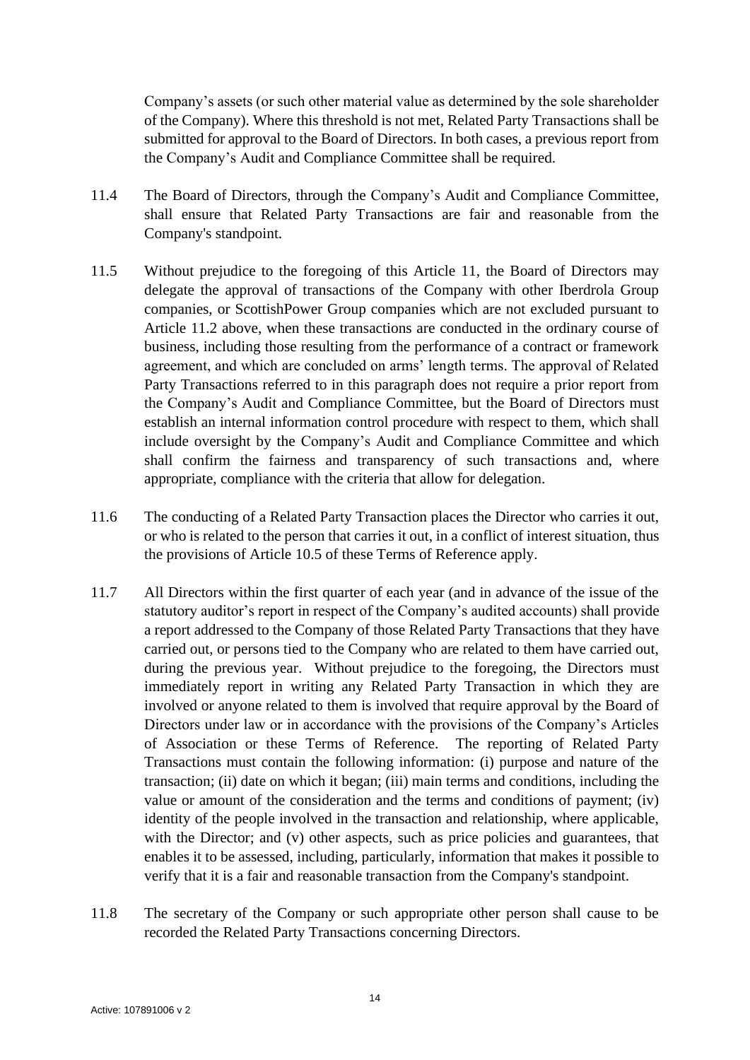Company's assets (or such other material value as determined by the sole shareholder of the Company). Where this threshold is not met, Related Party Transactions shall be submitted for approval to the Board of Directors. In both cases, a previous report from the Company's Audit and Compliance Committee shall be required.

11.4 The Board of Directors, through the Company's Audit and Compliance Committee, shall ensure that Related Party Transactions are fair and reasonable from the Company's standpoint.

11.5 Without prejudice to the foregoing of this Article 11, the Board of Directors may delegate the approval of transactions of the Company with other Iberdrola Group companies, or ScottishPower Group companies which are not excluded pursuant to Article 11.2 above, when these transactions are conducted in the ordinary course of business, including those resulting from the performance of a contract or framework agreement, and which are concluded on arms' length terms. The approval of Related Party Transactions referred to in this paragraph does not require a prior report from the Company's Audit and Compliance Committee, but the Board of Directors must establish an internal information control procedure with respect to them, which shall include oversight by the Company's Audit and Compliance Committee and which shall confirm the fairness and transparency of such transactions and, where appropriate, compliance with the criteria that allow for delegation.

11.6 The conducting of a Related Party Transaction places the Director who carries it out, or who is related to the person that carries it out, in a conflict of interest situation, thus the provisions of Article 10.5 of these Terms of Reference apply.

11.7 All Directors within the first quarter of each year (and in advance of the issue of the statutory auditor's report in respect of the Company's audited accounts) shall provide a report addressed to the Company of those Related Party Transactions that they have carried out, or persons tied to the Company who are related to them have carried out, during the previous year. Without prejudice to the foregoing, the Directors must immediately report in writing any Related Party Transaction in which they are involved or anyone related to them is involved that require approval by the Board of Directors under law or in accordance with the provisions of the Company's Articles of Association or these Terms of Reference. The reporting of Related Party Transactions must contain the following information: (i) purpose and nature of the transaction; (ii) date on which it began; (iii) main terms and conditions, including the value or amount of the consideration and the terms and conditions of payment; (iv) identity of the people involved in the transaction and relationship, where applicable, with the Director; and (v) other aspects, such as price policies and guarantees, that enables it to be assessed, including, particularly, information that makes it possible to verify that it is a fair and reasonable transaction from the Company's standpoint.

11.8 The secretary of the Company or such appropriate other person shall cause to be recorded the Related Party Transactions concerning Directors.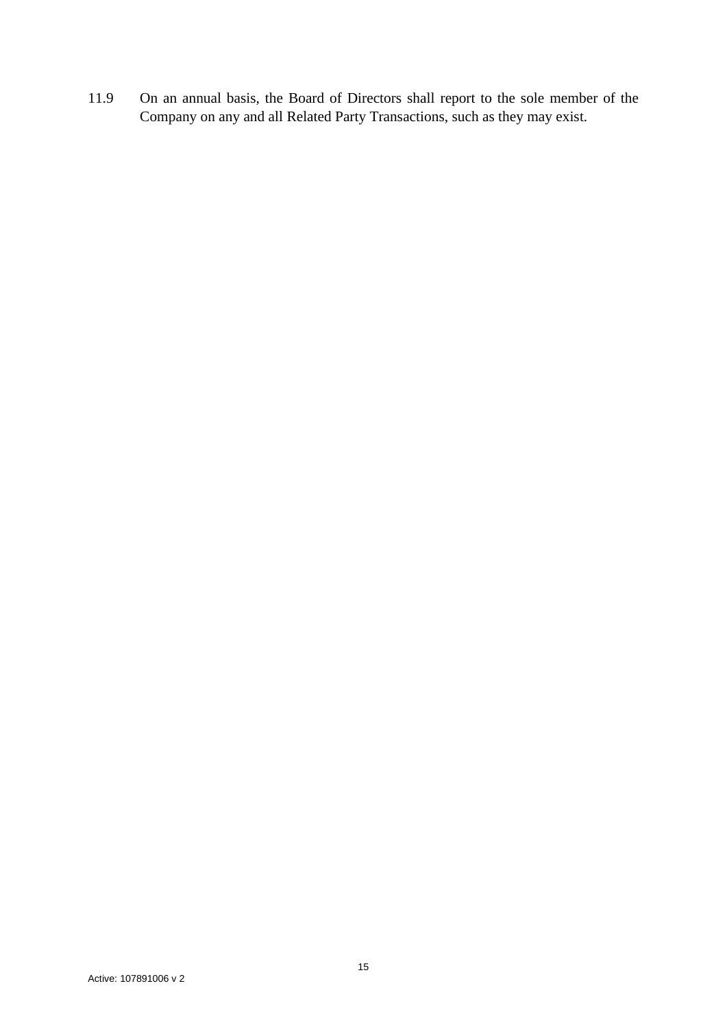11.9 On an annual basis, the Board of Directors shall report to the sole member of the Company on any and all Related Party Transactions, such as they may exist.